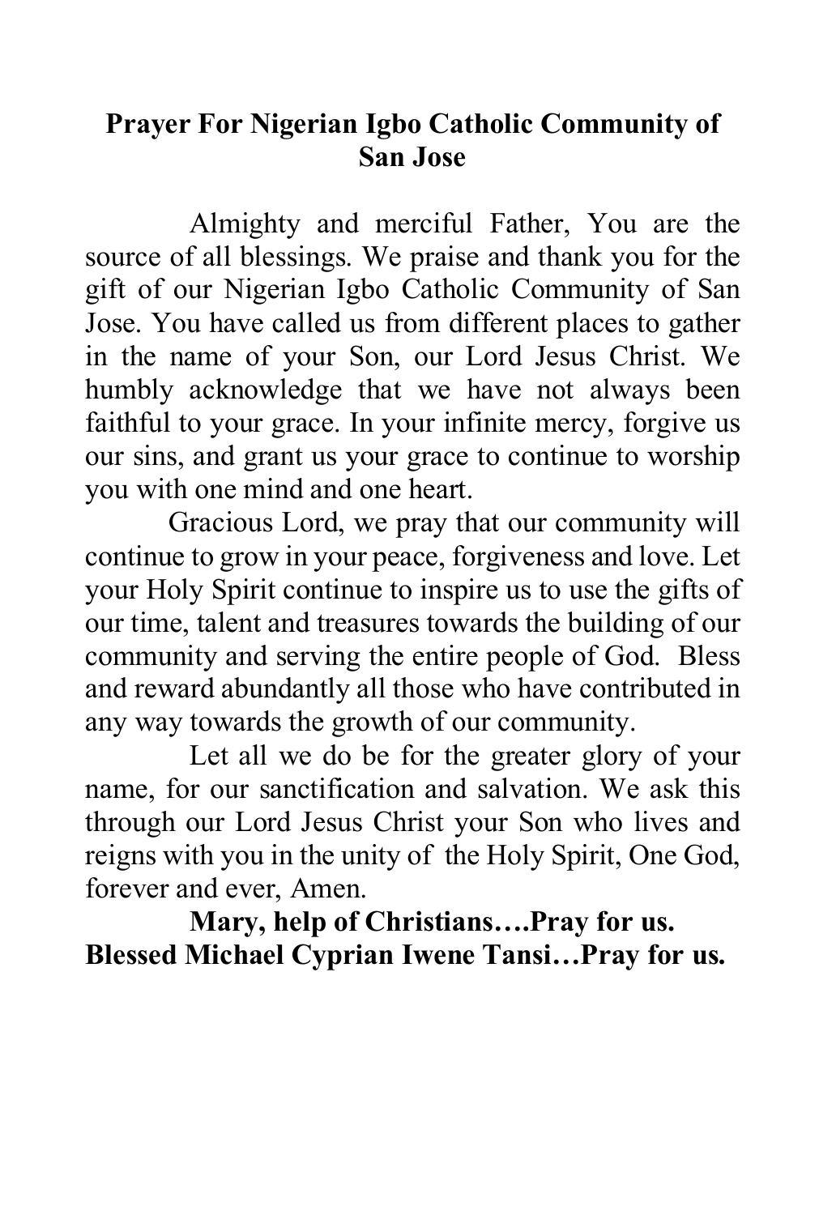# Prayer For Nigerian Igbo Catholic Community of San Jose

Almighty and merciful Father, You are the source of all blessings. We praise and thank you for the gift of our Nigerian Igbo Catholic Community of San Jose. You have called us from different places to gather in the name of your Son, our Lord Jesus Christ. We humbly acknowledge that we have not always been faithful to your grace. In your infinite mercy, forgive us our sins, and grant us your grace to continue to worship you with one mind and one heart.

Gracious Lord, we pray that our community will continue to grow in your peace, forgiveness and love. Let your Holy Spirit continue to inspire us to use the gifts of our time, talent and treasures towards the building of our community and serving the entire people of God. Bless and reward abundantly all those who have contributed in any way towards the growth of our community.

Let all we do be for the greater glory of your name, for our sanctification and salvation. We ask this through our Lord Jesus Christ your Son who lives and reigns with you in the unity of the Holy Spirit, One God, forever and ever, Amen.

**Mary, help of Christians….Pray for us.**
**Blessed Michael Cyprian Iwene Tansi…Pray for us.**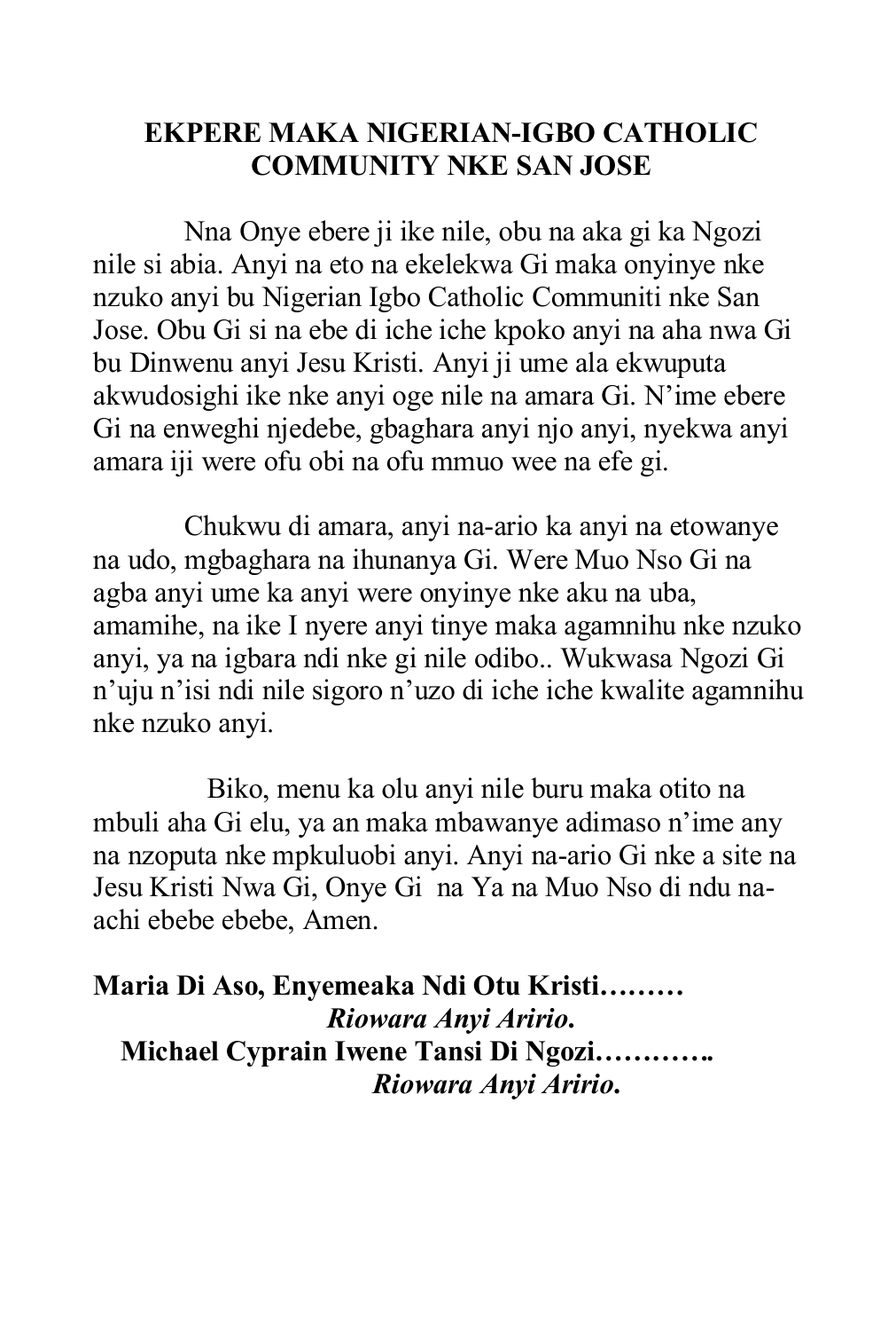# EKPERE MAKA NIGERIAN-IGBO CATHOLIC COMMUNITY NKE SAN JOSE

Nna Onye ebere ji ike nile, obu na aka gi ka Ngozi nile si abia. Anyi na eto na ekelekwa Gi maka onyinye nke nzuko anyi bu Nigerian Igbo Catholic Communiti nke San Jose. Obu Gi si na ebe di iche iche kpoko anyi na aha nwa Gi bu Dinwenu anyi Jesu Kristi. Anyi ji ume ala ekwuputa akwudosighi ike nke anyi oge nile na amara Gi. N'ime ebere Gi na enweghi njedebe, gbaghara anyi njo anyi, nyekwa anyi amara iji were ofu obi na ofu mmuo wee na efe gi.

Chukwu di amara, anyi na-ario ka anyi na etowanye na udo, mgbaghara na ihunanya Gi. Were Muo Nso Gi na agba anyi ume ka anyi were onyinye nke aku na uba, amamihe, na ike I nyere anyi tinye maka agamnihu nke nzuko anyi, ya na igbara ndi nke gi nile odibo.. Wukwasa Ngozi Gi n'uju n'isi ndi nile sigoro n'uzo di iche iche kwalite agamnihu nke nzuko anyi.

Biko, menu ka olu anyi nile buru maka otito na mbuli aha Gi elu, ya an maka mbawanye adimaso n'ime any na nzoputa nke mpkuluobi anyi. Anyi na-ario Gi nke a site na Jesu Kristi Nwa Gi, Onye Gi na Ya na Muo Nso di ndu na-achi ebebe ebebe, Amen.

**Maria Di Aso, Enyemeaka Ndi Otu Kristi………**
***Riowara Anyi Aririo.***

**Michael Cyprain Iwene Tansi Di Ngozi…………**
***Riowara Anyi Aririo.***